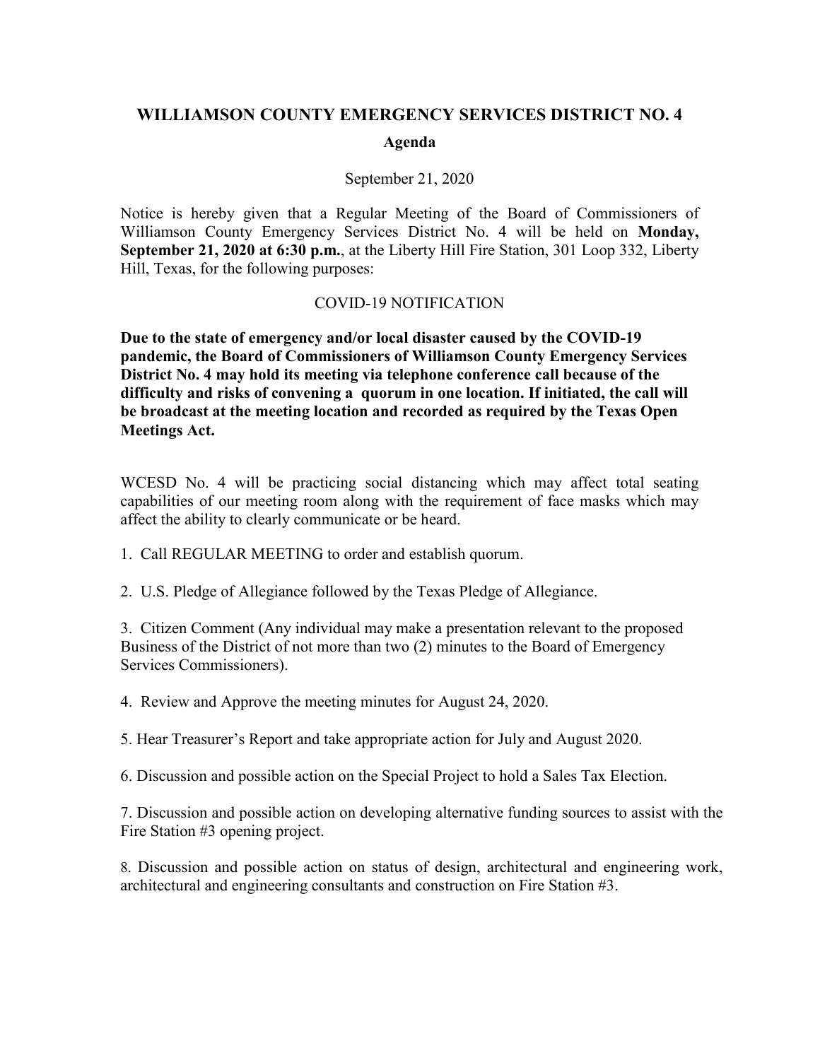# WILLIAMSON COUNTY EMERGENCY SERVICES DISTRICT NO. 4

## Agenda

September 21, 2020

Notice is hereby given that a Regular Meeting of the Board of Commissioners of Williamson County Emergency Services District No. 4 will be held on **Monday, September 21, 2020 at 6:30 p.m.**, at the Liberty Hill Fire Station, 301 Loop 332, Liberty Hill, Texas, for the following purposes:

COVID-19 NOTIFICATION

**Due to the state of emergency and/or local disaster caused by the COVID-19 pandemic, the Board of Commissioners of Williamson County Emergency Services District No. 4 may hold its meeting via telephone conference call because of the difficulty and risks of convening a quorum in one location. If initiated, the call will be broadcast at the meeting location and recorded as required by the Texas Open Meetings Act.**

WCESD No. 4 will be practicing social distancing which may affect total seating capabilities of our meeting room along with the requirement of face masks which may affect the ability to clearly communicate or be heard.

1. Call REGULAR MEETING to order and establish quorum.

2. U.S. Pledge of Allegiance followed by the Texas Pledge of Allegiance.

3. Citizen Comment (Any individual may make a presentation relevant to the proposed Business of the District of not more than two (2) minutes to the Board of Emergency Services Commissioners).

4. Review and Approve the meeting minutes for August 24, 2020.

5. Hear Treasurer's Report and take appropriate action for July and August 2020.

6. Discussion and possible action on the Special Project to hold a Sales Tax Election.

7. Discussion and possible action on developing alternative funding sources to assist with the Fire Station #3 opening project.

8. Discussion and possible action on status of design, architectural and engineering work, architectural and engineering consultants and construction on Fire Station #3.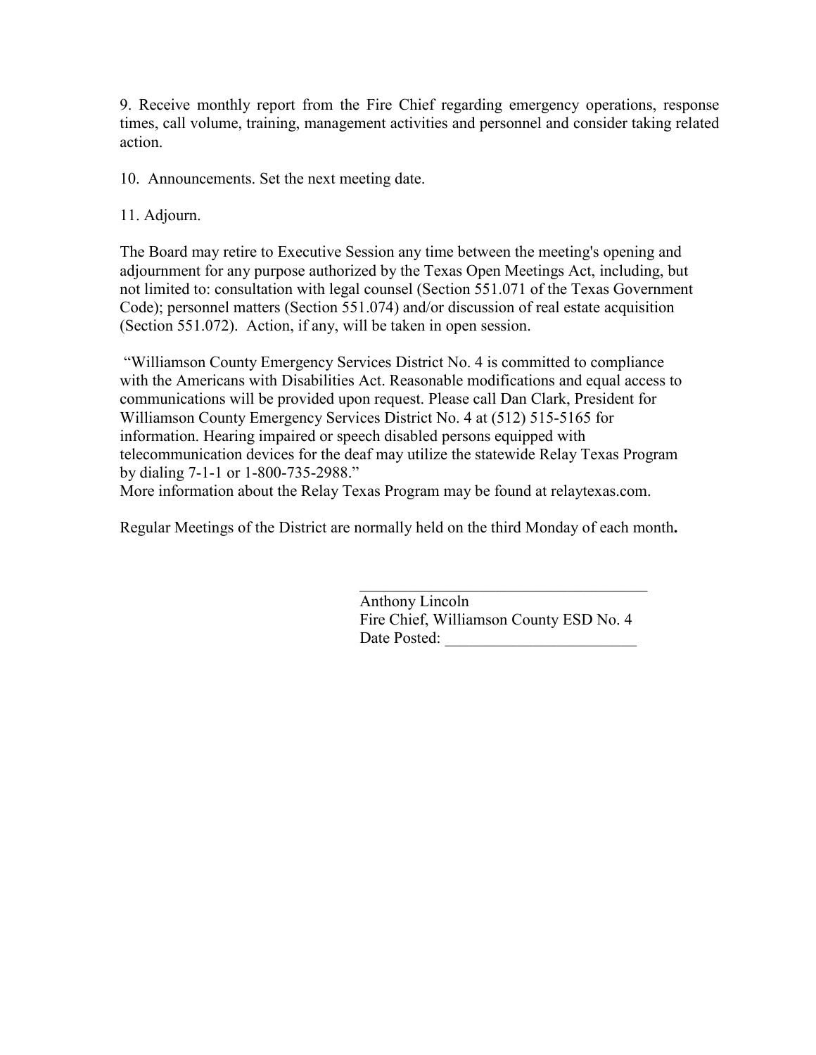9. Receive monthly report from the Fire Chief regarding emergency operations, response times, call volume, training, management activities and personnel and consider taking related action.

10. Announcements. Set the next meeting date.

11. Adjourn.

The Board may retire to Executive Session any time between the meeting's opening and adjournment for any purpose authorized by the Texas Open Meetings Act, including, but not limited to: consultation with legal counsel (Section 551.071 of the Texas Government Code); personnel matters (Section 551.074) and/or discussion of real estate acquisition (Section 551.072). Action, if any, will be taken in open session.

"Williamson County Emergency Services District No. 4 is committed to compliance with the Americans with Disabilities Act. Reasonable modifications and equal access to communications will be provided upon request. Please call Dan Clark, President for Williamson County Emergency Services District No. 4 at (512) 515-5165 for information. Hearing impaired or speech disabled persons equipped with telecommunication devices for the deaf may utilize the statewide Relay Texas Program by dialing 7-1-1 or 1-800-735-2988."
More information about the Relay Texas Program may be found at relaytexas.com.

Regular Meetings of the District are normally held on the third Monday of each month**.**

_____________________________________
Anthony Lincoln
Fire Chief, Williamson County ESD No. 4
Date Posted: ________________________